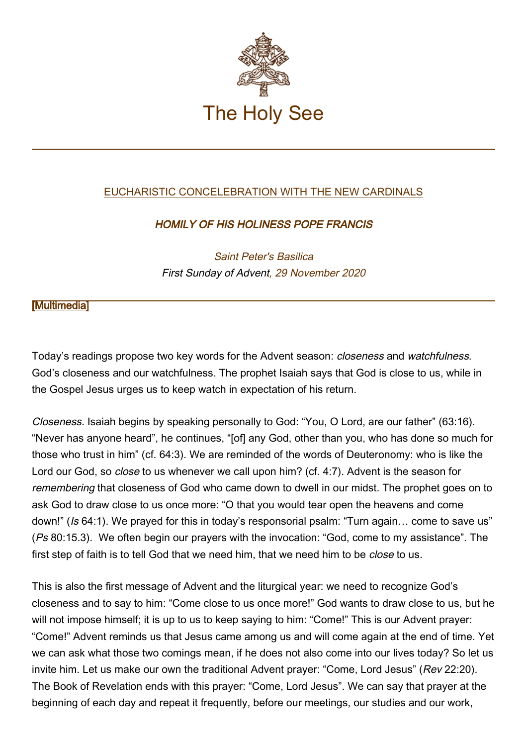# The Holy See

EUCHARISTIC CONCELEBRATION WITH THE NEW CARDINALS

## *HOMILY OF HIS HOLINESS POPE FRANCIS*

*Saint Peter's Basilica*
*First Sunday of Advent, 29 November 2020*

[Multimedia]

---

Today's readings propose two key words for the Advent season: *closeness* and *watchfulness*. God's closeness and our watchfulness. The prophet Isaiah says that God is close to us, while in the Gospel Jesus urges us to keep watch in expectation of his return.

*Closeness.* Isaiah begins by speaking personally to God: "You, O Lord, are our father" (63:16). "Never has anyone heard", he continues, "[of] any God, other than you, who has done so much for those who trust in him" (cf. 64:3). We are reminded of the words of Deuteronomy: who is like the Lord our God, so *close* to us whenever we call upon him? (cf. 4:7). Advent is the season for *remembering* that closeness of God who came down to dwell in our midst. The prophet goes on to ask God to draw close to us once more: "O that you would tear open the heavens and come down!" (*Is* 64:1). We prayed for this in today's responsorial psalm: "Turn again… come to save us" (*Ps* 80:15.3). We often begin our prayers with the invocation: "God, come to my assistance". The first step of faith is to tell God that we need him, that we need him to be *close* to us.

This is also the first message of Advent and the liturgical year: we need to recognize God's closeness and to say to him: "Come close to us once more!" God wants to draw close to us, but he will not impose himself; it is up to us to keep saying to him: "Come!" This is our Advent prayer: "Come!" Advent reminds us that Jesus came among us and will come again at the end of time. Yet we can ask what those two comings mean, if he does not also come into our lives today? So let us invite him. Let us make our own the traditional Advent prayer: "Come, Lord Jesus" (*Rev* 22:20). The Book of Revelation ends with this prayer: "Come, Lord Jesus". We can say that prayer at the beginning of each day and repeat it frequently, before our meetings, our studies and our work,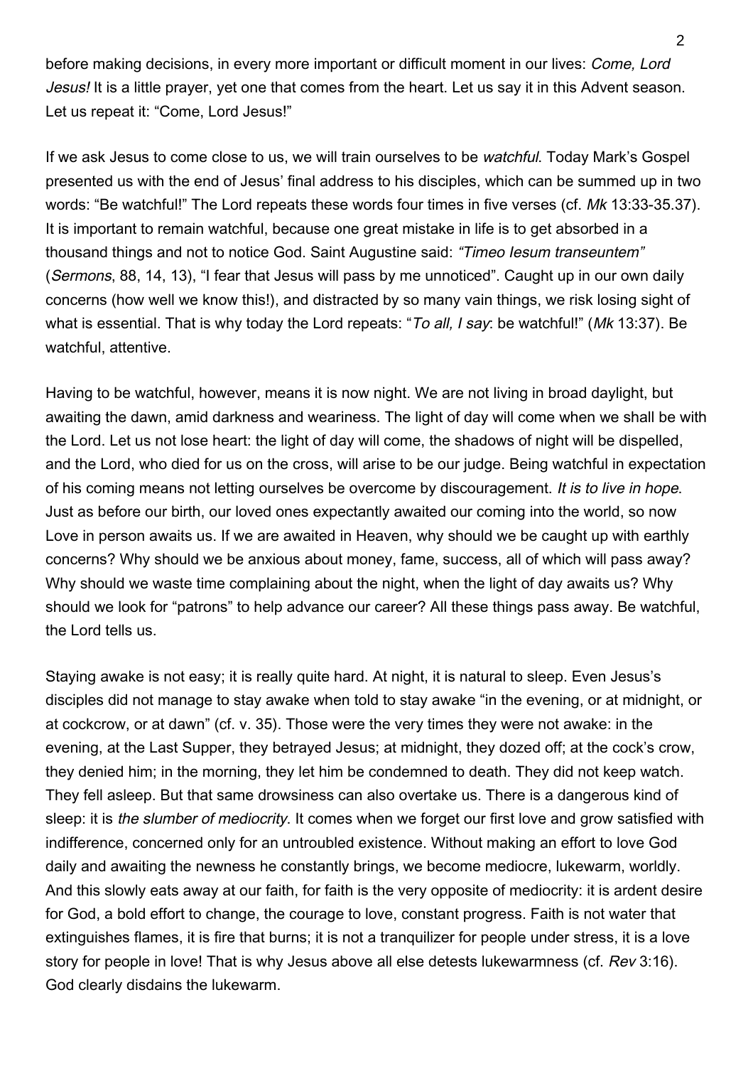before making decisions, in every more important or difficult moment in our lives: *Come, Lord Jesus!* It is a little prayer, yet one that comes from the heart. Let us say it in this Advent season. Let us repeat it: "Come, Lord Jesus!"

If we ask Jesus to come close to us, we will train ourselves to be *watchful*. Today Mark's Gospel presented us with the end of Jesus' final address to his disciples, which can be summed up in two words: "Be watchful!" The Lord repeats these words four times in five verses (cf. *Mk* 13:33-35.37). It is important to remain watchful, because one great mistake in life is to get absorbed in a thousand things and not to notice God. Saint Augustine said: *"Timeo Iesum transeuntem"* (*Sermons*, 88, 14, 13), "I fear that Jesus will pass by me unnoticed". Caught up in our own daily concerns (how well we know this!), and distracted by so many vain things, we risk losing sight of what is essential. That is why today the Lord repeats: "*To all, I say*: be watchful!" (*Mk* 13:37). Be watchful, attentive.

Having to be watchful, however, means it is now night. We are not living in broad daylight, but awaiting the dawn, amid darkness and weariness. The light of day will come when we shall be with the Lord. Let us not lose heart: the light of day will come, the shadows of night will be dispelled, and the Lord, who died for us on the cross, will arise to be our judge. Being watchful in expectation of his coming means not letting ourselves be overcome by discouragement. *It is to live in hope*. Just as before our birth, our loved ones expectantly awaited our coming into the world, so now Love in person awaits us. If we are awaited in Heaven, why should we be caught up with earthly concerns? Why should we be anxious about money, fame, success, all of which will pass away? Why should we waste time complaining about the night, when the light of day awaits us? Why should we look for "patrons" to help advance our career? All these things pass away. Be watchful, the Lord tells us.

Staying awake is not easy; it is really quite hard. At night, it is natural to sleep. Even Jesus's disciples did not manage to stay awake when told to stay awake "in the evening, or at midnight, or at cockcrow, or at dawn" (cf. v. 35). Those were the very times they were not awake: in the evening, at the Last Supper, they betrayed Jesus; at midnight, they dozed off; at the cock's crow, they denied him; in the morning, they let him be condemned to death. They did not keep watch. They fell asleep. But that same drowsiness can also overtake us. There is a dangerous kind of sleep: it is *the slumber of mediocrity*. It comes when we forget our first love and grow satisfied with indifference, concerned only for an untroubled existence. Without making an effort to love God daily and awaiting the newness he constantly brings, we become mediocre, lukewarm, worldly. And this slowly eats away at our faith, for faith is the very opposite of mediocrity: it is ardent desire for God, a bold effort to change, the courage to love, constant progress. Faith is not water that extinguishes flames, it is fire that burns; it is not a tranquilizer for people under stress, it is a love story for people in love! That is why Jesus above all else detests lukewarmness (cf. *Rev* 3:16). God clearly disdains the lukewarm.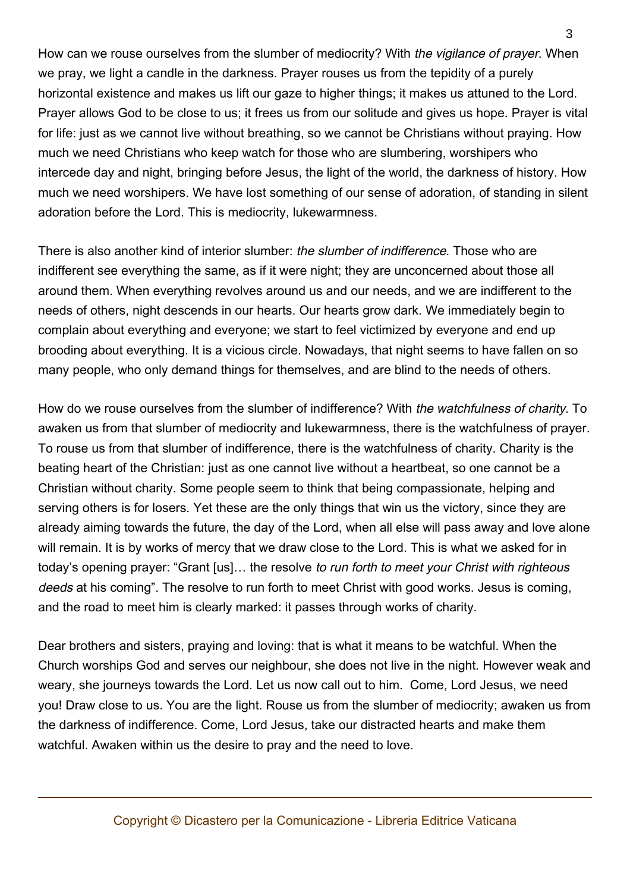How can we rouse ourselves from the slumber of mediocrity? With *the vigilance of prayer*. When we pray, we light a candle in the darkness. Prayer rouses us from the tepidity of a purely horizontal existence and makes us lift our gaze to higher things; it makes us attuned to the Lord. Prayer allows God to be close to us; it frees us from our solitude and gives us hope. Prayer is vital for life: just as we cannot live without breathing, so we cannot be Christians without praying. How much we need Christians who keep watch for those who are slumbering, worshipers who intercede day and night, bringing before Jesus, the light of the world, the darkness of history. How much we need worshipers. We have lost something of our sense of adoration, of standing in silent adoration before the Lord. This is mediocrity, lukewarmness.

There is also another kind of interior slumber: *the slumber of indifference*. Those who are indifferent see everything the same, as if it were night; they are unconcerned about those all around them. When everything revolves around us and our needs, and we are indifferent to the needs of others, night descends in our hearts. Our hearts grow dark. We immediately begin to complain about everything and everyone; we start to feel victimized by everyone and end up brooding about everything. It is a vicious circle. Nowadays, that night seems to have fallen on so many people, who only demand things for themselves, and are blind to the needs of others.

How do we rouse ourselves from the slumber of indifference? With *the watchfulness of charity*. To awaken us from that slumber of mediocrity and lukewarmness, there is the watchfulness of prayer. To rouse us from that slumber of indifference, there is the watchfulness of charity. Charity is the beating heart of the Christian: just as one cannot live without a heartbeat, so one cannot be a Christian without charity. Some people seem to think that being compassionate, helping and serving others is for losers. Yet these are the only things that win us the victory, since they are already aiming towards the future, the day of the Lord, when all else will pass away and love alone will remain. It is by works of mercy that we draw close to the Lord. This is what we asked for in today's opening prayer: "Grant [us]… the resolve *to run forth to meet your Christ with righteous deeds* at his coming". The resolve to run forth to meet Christ with good works. Jesus is coming, and the road to meet him is clearly marked: it passes through works of charity.

Dear brothers and sisters, praying and loving: that is what it means to be watchful. When the Church worships God and serves our neighbour, she does not live in the night. However weak and weary, she journeys towards the Lord. Let us now call out to him. Come, Lord Jesus, we need you! Draw close to us. You are the light. Rouse us from the slumber of mediocrity; awaken us from the darkness of indifference. Come, Lord Jesus, take our distracted hearts and make them watchful. Awaken within us the desire to pray and the need to love.

---

Copyright © Dicastero per la Comunicazione - Libreria Editrice Vaticana